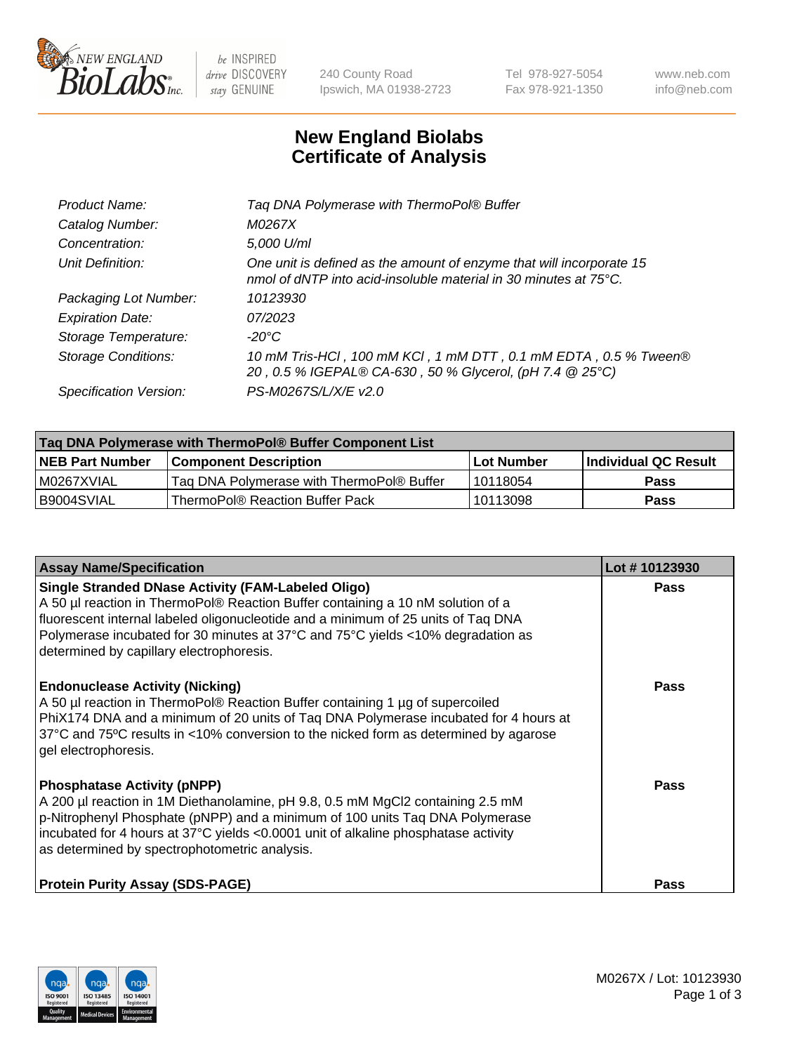# New England Biolabs Certificate of Analysis

| | |
|---|---|
| *Product Name:* | *Taq DNA Polymerase with ThermoPol® Buffer* |
| *Catalog Number:* | *M0267X* |
| *Concentration:* | *5,000 U/ml* |
| *Unit Definition:* | *One unit is defined as the amount of enzyme that will incorporate 15 nmol of dNTP into acid-insoluble material in 30 minutes at 75°C.* |
| *Packaging Lot Number:* | *10123930* |
| *Expiration Date:* | *07/2023* |
| *Storage Temperature:* | *-20°C* |
| *Storage Conditions:* | *10 mM Tris-HCl , 100 mM KCl , 1 mM DTT , 0.1 mM EDTA , 0.5 % Tween® 20 , 0.5 % IGEPAL® CA-630 , 50 % Glycerol, (pH 7.4 @ 25°C)* |
| *Specification Version:* | *PS-M0267S/L/X/E v2.0* |

| Taq DNA Polymerase with ThermoPol® Buffer Component List | | | |
|---|---|---|---|
| **NEB Part Number** | **Component Description** | **Lot Number** | **Individual QC Result** |
| M0267XVIAL | Taq DNA Polymerase with ThermoPol® Buffer | 10118054 | **Pass** |
| B9004SVIAL | ThermoPol® Reaction Buffer Pack | 10113098 | **Pass** |

| Assay Name/Specification | Lot # 10123930 |
|---|---|
| **Single Stranded DNase Activity (FAM-Labeled Oligo)**<br>A 50 µl reaction in ThermoPol® Reaction Buffer containing a 10 nM solution of a fluorescent internal labeled oligonucleotide and a minimum of 25 units of Taq DNA Polymerase incubated for 30 minutes at 37°C and 75°C yields <10% degradation as determined by capillary electrophoresis. | **Pass** |
| **Endonuclease Activity (Nicking)**<br>A 50 µl reaction in ThermoPol® Reaction Buffer containing 1 µg of supercoiled PhiX174 DNA and a minimum of 20 units of Taq DNA Polymerase incubated for 4 hours at 37°C and 75ºC results in <10% conversion to the nicked form as determined by agarose gel electrophoresis. | **Pass** |
| **Phosphatase Activity (pNPP)**<br>A 200 µl reaction in 1M Diethanolamine, pH 9.8, 0.5 mM $MgCl_2$ containing 2.5 mM p-Nitrophenyl Phosphate (pNPP) and a minimum of 100 units Taq DNA Polymerase incubated for 4 hours at 37°C yields <0.0001 unit of alkaline phosphatase activity as determined by spectrophotometric analysis. | **Pass** |
| **Protein Purity Assay (SDS-PAGE)** | **Pass** |

M0267X / Lot: 10123930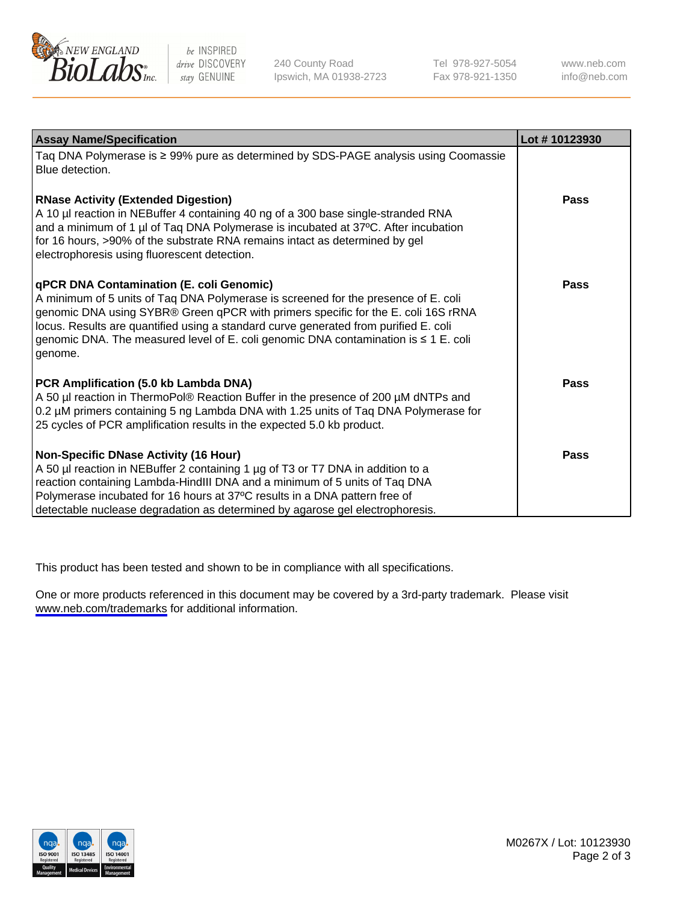| Assay Name/Specification | Lot # 10123930 |
|---|---|
| Taq DNA Polymerase is ≥ 99% pure as determined by SDS-PAGE analysis using Coomassie Blue detection. | |
| **RNase Activity (Extended Digestion)**<br>A 10 µl reaction in NEBuffer 4 containing 40 ng of a 300 base single-stranded RNA and a minimum of 1 µl of Taq DNA Polymerase is incubated at 37ºC. After incubation for 16 hours, >90% of the substrate RNA remains intact as determined by gel electrophoresis using fluorescent detection. | **Pass** |
| **qPCR DNA Contamination (E. coli Genomic)**<br>A minimum of 5 units of Taq DNA Polymerase is screened for the presence of E. coli genomic DNA using SYBR® Green qPCR with primers specific for the E. coli 16S rRNA locus. Results are quantified using a standard curve generated from purified E. coli genomic DNA. The measured level of E. coli genomic DNA contamination is ≤ 1 E. coli genome. | **Pass** |
| **PCR Amplification (5.0 kb Lambda DNA)**<br>A 50 µl reaction in ThermoPol® Reaction Buffer in the presence of 200 µM dNTPs and 0.2 µM primers containing 5 ng Lambda DNA with 1.25 units of Taq DNA Polymerase for 25 cycles of PCR amplification results in the expected 5.0 kb product. | **Pass** |
| **Non-Specific DNase Activity (16 Hour)**<br>A 50 µl reaction in NEBuffer 2 containing 1 µg of T3 or T7 DNA in addition to a reaction containing Lambda-HindIII DNA and a minimum of 5 units of Taq DNA Polymerase incubated for 16 hours at 37ºC results in a DNA pattern free of detectable nuclease degradation as determined by agarose gel electrophoresis. | **Pass** |

This product has been tested and shown to be in compliance with all specifications.

One or more products referenced in this document may be covered by a 3rd-party trademark. Please visit www.neb.com/trademarks for additional information.

M0267X / Lot: 10123930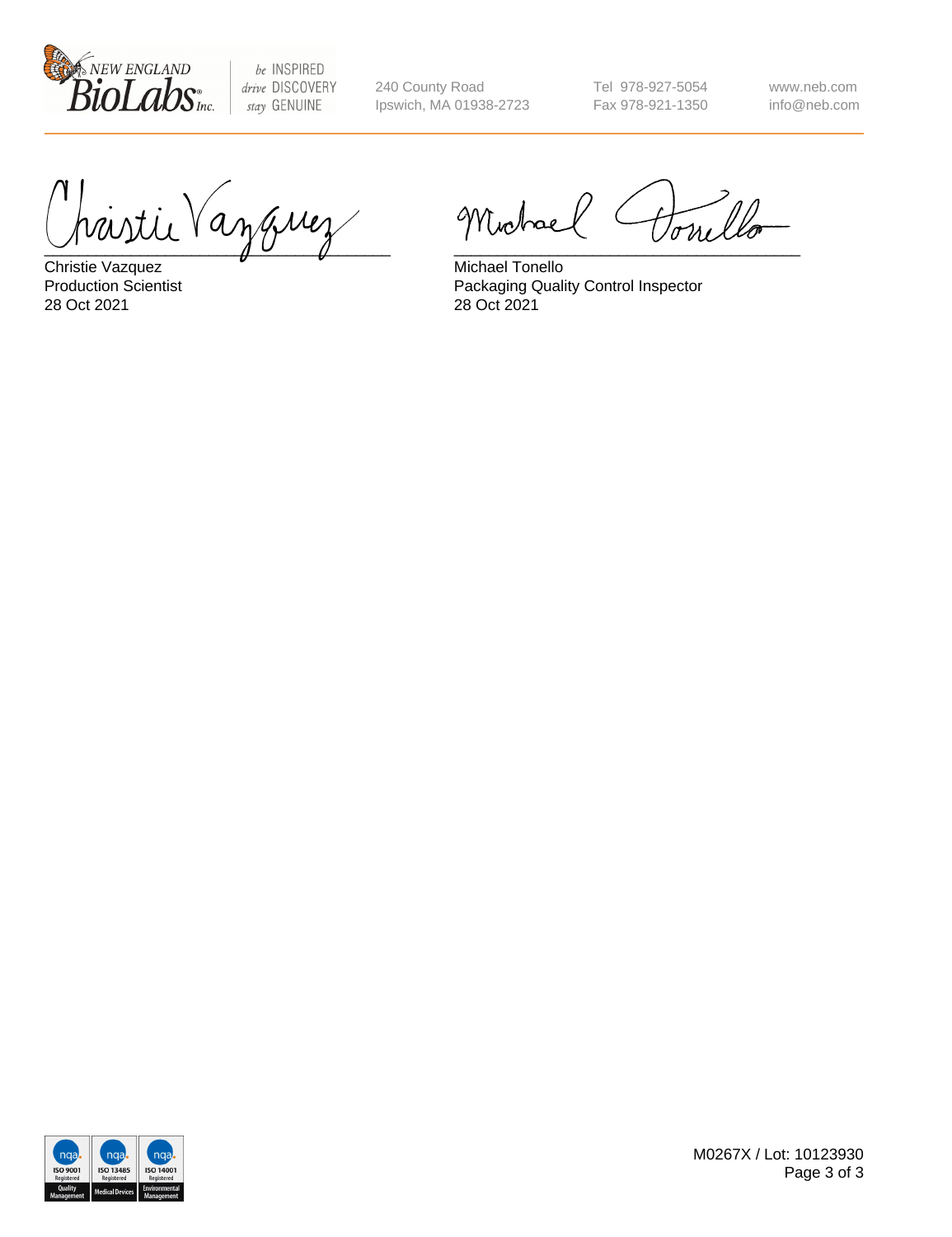240 County Road
Ipswich, MA 01938-2723

Tel 978-927-5054
Fax 978-921-1350

www.neb.com
info@neb.com

Christie Vazquez
Production Scientist
28 Oct 2021

Michael Tonello
Packaging Quality Control Inspector
28 Oct 2021

M0267X / Lot: 10123930